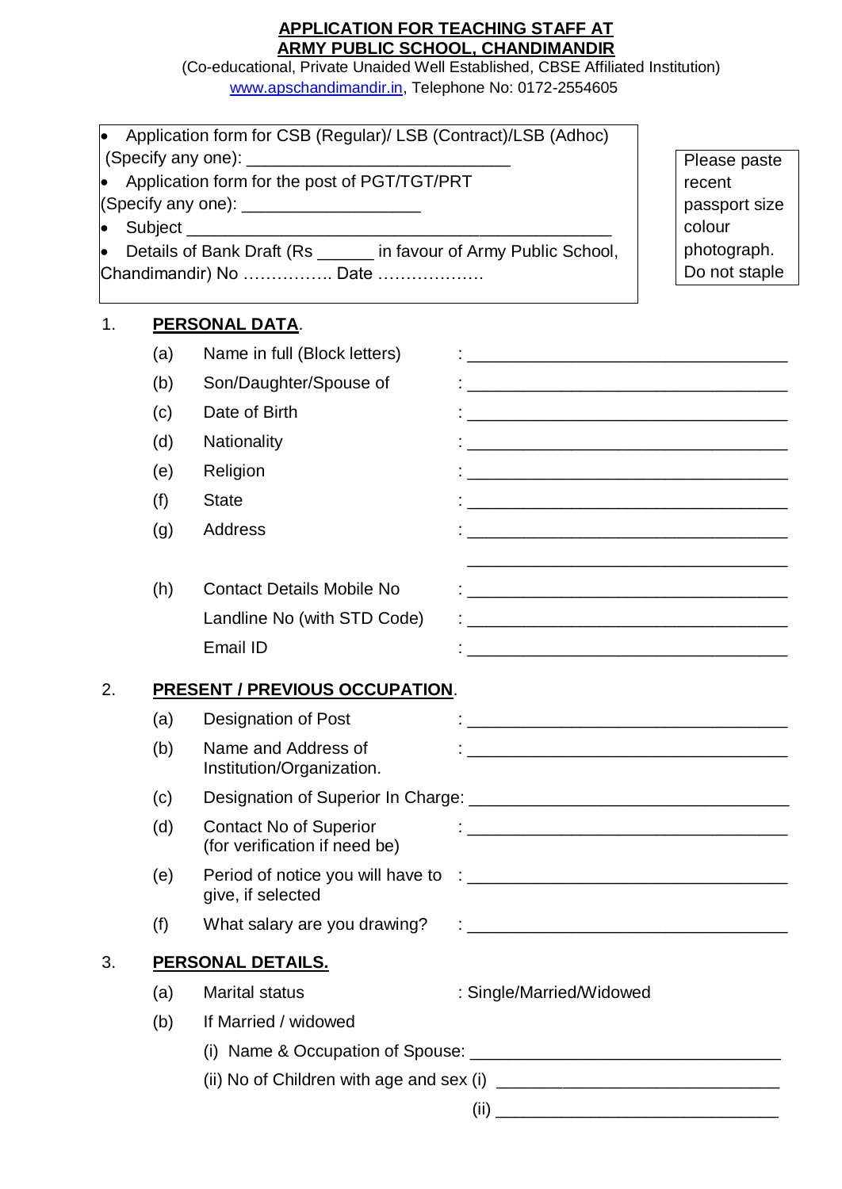**APPLICATION FOR TEACHING STAFF AT ARMY PUBLIC SCHOOL, CHANDIMANDIR**

(Co-educational, Private Unaided Well Established, CBSE Affiliated Institution)

www.apschandimandir.in, Telephone No: 0172-2554605

- Application form for CSB (Regular)/ LSB (Contract)/LSB (Adhoc) (Specify any one): ____________________________
- Application form for the post of PGT/TGT/PRT (Specify any one): ___________________
- Subject ____________________________________________
- Details of Bank Draft (Rs ______ in favour of Army Public School, Chandimandir) No ……………. Date ……………….

Please paste recent passport size colour photograph. Do not staple

1. **PERSONAL DATA**.

    (a) Name in full (Block letters) : ________________________________

    (b) Son/Daughter/Spouse of : ________________________________

    (c) Date of Birth : ________________________________

    (d) Nationality : ________________________________

    (e) Religion : ________________________________

    (f) State : ________________________________

    (g) Address : ________________________________

    ________________________________

    (h) Contact Details Mobile No : ________________________________

    Landline No (with STD Code) : ________________________________

    Email ID : ________________________________

2. **PRESENT / PREVIOUS OCCUPATION**.

    (a) Designation of Post : ________________________________

    (b) Name and Address of Institution/Organization. : ________________________________

    (c) Designation of Superior In Charge: ________________________________

    (d) Contact No of Superior (for verification if need be) : ________________________________

    (e) Period of notice you will have to give, if selected : ________________________________

    (f) What salary are you drawing? : ________________________________

3. **PERSONAL DETAILS.**

    (a) Marital status : Single/Married/Widowed

    (b) If Married / widowed

    (i) Name & Occupation of Spouse: ______________________________

    (ii) No of Children with age and sex (i) ____________________________

    (ii) ____________________________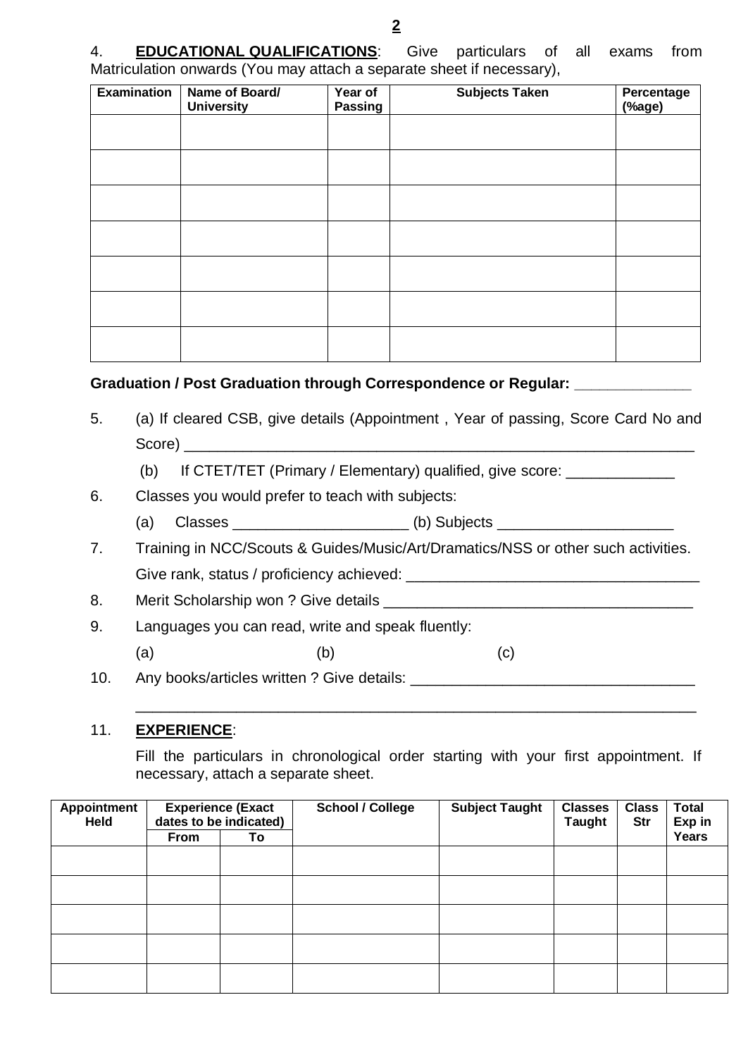4. **EDUCATIONAL QUALIFICATIONS**: Give particulars of all exams from Matriculation onwards (You may attach a separate sheet if necessary),

| Examination | Name of Board/ University | Year of Passing | Subjects Taken | Percentage (%age) |
|---|---|---|---|---|
| | | | | |
| | | | | |
| | | | | |
| | | | | |
| | | | | |
| | | | | |
| | | | | |

**Graduation / Post Graduation through Correspondence or Regular: _____________**

5. (a) If cleared CSB, give details (Appointment , Year of passing, Score Card No and Score) _______________________________________________________________

   (b) If CTET/TET (Primary / Elementary) qualified, give score: _____________

6. Classes you would prefer to teach with subjects:

   (a) Classes _____________________ (b) Subjects _____________________

7. Training in NCC/Scouts & Guides/Music/Art/Dramatics/NSS or other such activities. Give rank, status / proficiency achieved: ___________________________________

8. Merit Scholarship won ? Give details _____________________________________

9. Languages you can read, write and speak fluently:

   (a) (b) (c)

10. Any books/articles written ? Give details: __________________________________

    _________________________________________________________________

11. **EXPERIENCE**:

    Fill the particulars in chronological order starting with your first appointment. If necessary, attach a separate sheet.

| Appointment Held | Experience (Exact dates to be indicated) | | School / College | Subject Taught | Classes Taught | Class Str | Total Exp in Years |
|---|---|---|---|---|---|---|---|
| | From | To | | | | | |
| | | | | | | | |
| | | | | | | | |
| | | | | | | | |
| | | | | | | | |
| | | | | | | | |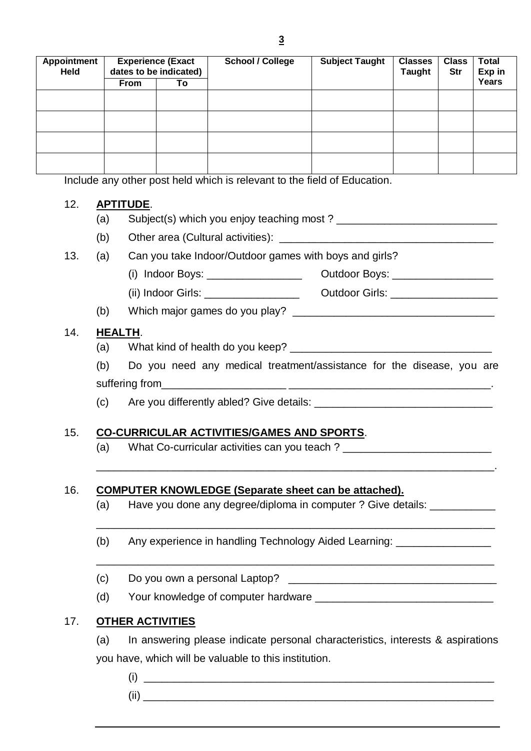| Appointment Held | Experience (Exact dates to be indicated) | | School / College | Subject Taught | Classes Taught | Class Str | Total Exp in Years |
|---|---|---|---|---|---|---|---|
| | From | To | | | | | |
| | | | | | | | |
| | | | | | | | |
| | | | | | | | |
| | | | | | | | |

Include any other post held which is relevant to the field of Education.

12. **APTITUDE**.
    (a) Subject(s) which you enjoy teaching most ? ___________________________
    (b) Other area (Cultural activities): ___________________________________

13. (a) Can you take Indoor/Outdoor games with boys and girls?
    (i) Indoor Boys: ________________ Outdoor Boys: _________________
    (ii) Indoor Girls: ________________ Outdoor Girls: __________________
    (b) Which major games do you play? __________________________________

14. **HEALTH**.
    (a) What kind of health do you keep? __________________________________
    (b) Do you need any medical treatment/assistance for the disease, you are suffering from____________________ __________________________________.
    (c) Are you differently abled? Give details: ______________________________

15. **CO-CURRICULAR ACTIVITIES/GAMES AND SPORTS**.
    (a) What Co-curricular activities can you teach ? _________________________
    ____________________________________________________________________.

16. **COMPUTER KNOWLEDGE (Separate sheet can be attached).**
    (a) Have you done any degree/diploma in computer ? Give details: ___________
    ____________________________________________________________________
    (b) Any experience in handling Technology Aided Learning: ________________
    ____________________________________________________________________
    (c) Do you own a personal Laptop? ___________________________________
    (d) Your knowledge of computer hardware ______________________________

17. **OTHER ACTIVITIES**
    (a) In answering please indicate personal characteristics, interests & aspirations you have, which will be valuable to this institution.
    (i) ______________________________________________________________
    (ii) ______________________________________________________________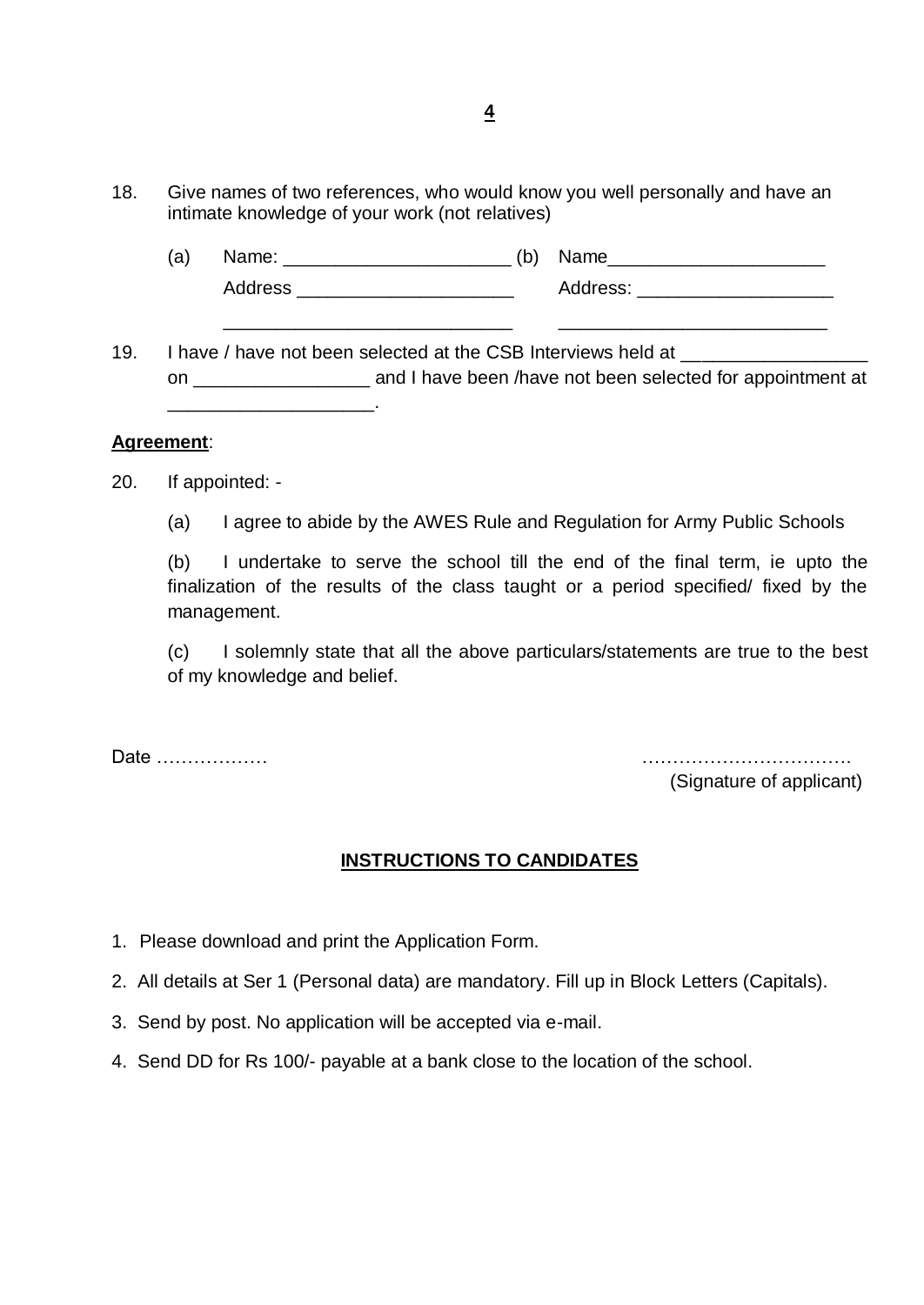18. Give names of two references, who would know you well personally and have an intimate knowledge of your work (not relatives)

    (a) Name: ______________________ (b) Name_____________________
    Address _____________________ Address: ___________________
    ____________________________ __________________________

19. I have / have not been selected at the CSB Interviews held at __________________ on _________________ and I have been /have not been selected for appointment at ____________________.

**Agreement**:

20. If appointed: -

    (a) I agree to abide by the AWES Rule and Regulation for Army Public Schools

    (b) I undertake to serve the school till the end of the final term, ie upto the finalization of the results of the class taught or a period specified/ fixed by the management.

    (c) I solemnly state that all the above particulars/statements are true to the best of my knowledge and belief.

Date ……………… …………………………….
(Signature of applicant)

**INSTRUCTIONS TO CANDIDATES**

1. Please download and print the Application Form.
2. All details at Ser 1 (Personal data) are mandatory. Fill up in Block Letters (Capitals).
3. Send by post. No application will be accepted via e-mail.
4. Send DD for Rs 100/- payable at a bank close to the location of the school.